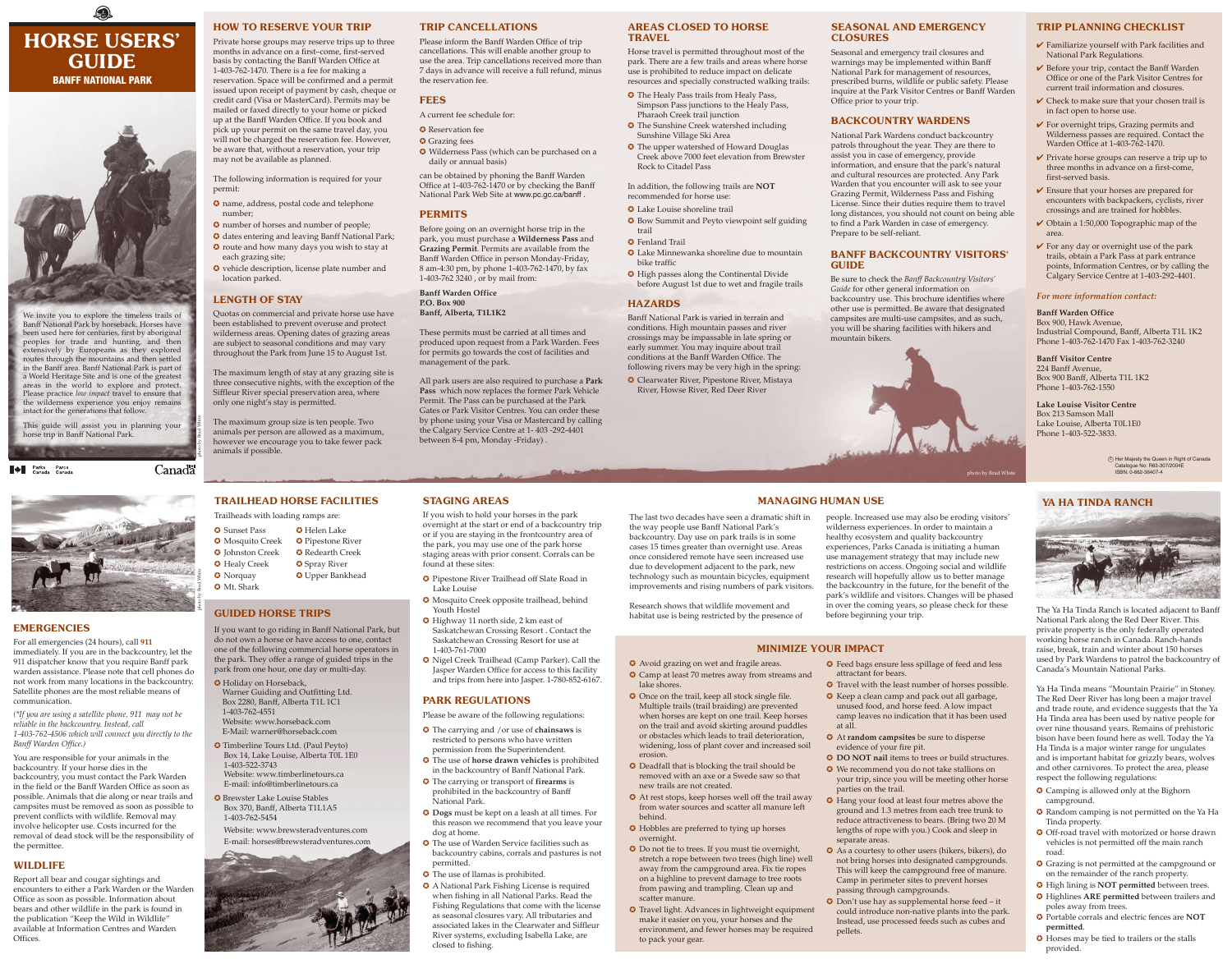# HORSE USERS' GUIDE

## BANFF NATIONAL PARK

We invite you to explore the timeless trails of Banff National Park by horseback. Horses have been used here for centuries, first by aboriginal peoples for trade and hunting, and then extensively by Europeans as they explored routes through the mountains and then settled in the Banff area. Banff National Park is part of a World Heritage Site and is one of the greatest areas in the world to explore and protect. Please practice *low impact* travel to ensure that the wilderness experience you enjoy remains intact for the generations that follow.

This guide will assist you in planning your horse trip in Banff National Park.

photo by Brad White

Parks Canada / Parcs Canada

Canada

## HOW TO RESERVE YOUR TRIP

Private horse groups may reserve trips up to three months in advance on a first–come, first-served basis by contacting the Banff Warden Office at 1-403-762-1470. There is a fee for making a reservation. Space will be confirmed and a permit issued upon receipt of payment by cash, cheque or credit card (Visa or MasterCard). Permits may be mailed or faxed directly to your home or picked up at the Banff Warden Office. If you book and pick up your permit on the same travel day, you will not be charged the reservation fee. However, be aware that, without a reservation, your trip may not be available as planned.

The following information is required for your permit:

- name, address, postal code and telephone number;
- number of horses and number of people;
- dates entering and leaving Banff National Park;
- route and how many days you wish to stay at each grazing site;
- vehicle description, license plate number and location parked.

## LENGTH OF STAY

Quotas on commercial and private horse use have been established to prevent overuse and protect wilderness areas. Opening dates of grazing areas are subject to seasonal conditions and may vary throughout the Park from June 15 to August 1st.

The maximum length of stay at any grazing site is three consecutive nights, with the exception of the Siffleur River special preservation area, where only one night's stay is permitted.

The maximum group size is ten people. Two animals per person are allowed as a maximum, however we encourage you to take fewer pack animals if possible.

## TRIP CANCELLATIONS

Please inform the Banff Warden Office of trip cancellations. This will enable another group to use the area. Trip cancellations received more than 7 days in advance will receive a full refund, minus the reservation fee.

## FEES

A current fee schedule for:

- Reservation fee
- Grazing fees
- Wilderness Pass (which can be purchased on a daily or annual basis)

can be obtained by phoning the Banff Warden Office at 1-403-762-1470 or by checking the Banff National Park Web Site at www.pc.gc.ca/banff .

## PERMITS

Before going on an overnight horse trip in the park, you must purchase a **Wilderness Pass** and **Grazing Permit**. Permits are available from the Banff Warden Office in person Monday-Friday, 8 am-4:30 pm, by phone 1-403-762-1470, by fax 1-403-762 3240 , or by mail from:

**Banff Warden Office**
**P.O. Box 900**
**Banff, Alberta, T1L1K2**

These permits must be carried at all times and produced upon request from a Park Warden. Fees for permits go towards the cost of facilities and management of the park.

All park users are also required to purchase a **Park Pass** which now replaces the former Park Vehicle Permit. The Pass can be purchased at the Park Gates or Park Visitor Centres. You can order these by phone using your Visa or Mastercard by calling the Calgary Service Centre at 1- 403 -292-4401 between 8-4 pm, Monday -Friday) .

## AREAS CLOSED TO HORSE TRAVEL

Horse travel is permitted throughout most of the park. There are a few trails and areas where horse use is prohibited to reduce impact on delicate resources and specially constructed walking trails:

- The Healy Pass trails from Healy Pass, Simpson Pass junctions to the Healy Pass, Pharaoh Creek trail junction
- The Sunshine Creek watershed including Sunshine Village Ski Area
- The upper watershed of Howard Douglas Creek above 7000 feet elevation from Brewster Rock to Citadel Pass

In addition, the following trails are **NOT** recommended for horse use:

- Lake Louise shoreline trail
- Bow Summit and Peyto viewpoint self guiding trail
- Fenland Trail
- Lake Minnewanka shoreline due to mountain bike traffic
- High passes along the Continental Divide before August 1st due to wet and fragile trails

## HAZARDS

Banff National Park is varied in terrain and conditions. High mountain passes and river crossings may be impassable in late spring or early summer. You may inquire about trail conditions at the Banff Warden Office. The following rivers may be very high in the spring:

- Clearwater River, Pipestone River, Mistaya River, Howse River, Red Deer River

## SEASONAL AND EMERGENCY CLOSURES

Seasonal and emergency trail closures and warnings may be implemented within Banff National Park for management of resources, prescribed burns, wildlife or public safety. Please inquire at the Park Visitor Centres or Banff Warden Office prior to your trip.

## BACKCOUNTRY WARDENS

National Park Wardens conduct backcountry patrols throughout the year. They are there to assist you in case of emergency, provide information, and ensure that the park's natural and cultural resources are protected. Any Park Warden that you encounter will ask to see your Grazing Permit, Wilderness Pass and Fishing License. Since their duties require them to travel long distances, you should not count on being able to find a Park Warden in case of emergency. Prepare to be self-reliant.

## BANFF BACKCOUNTRY VISITORS' GUIDE

Be sure to check the *Banff Backcountry Visitors' Guide* for other general information on backcountry use. This brochure identifies where other use is permitted. Be aware that designated campsites are multi-use campsites, and as such, you will be sharing facilities with hikers and mountain bikers.

photo by Brad White

## TRIP PLANNING CHECKLIST

- ✔ Familiarize yourself with Park facilities and National Park Regulations.
- ✔ Before your trip, contact the Banff Warden Office or one of the Park Visitor Centres for current trail information and closures.
- ✔ Check to make sure that your chosen trail is in fact open to horse use.
- ✔ For overnight trips, Grazing permits and Wilderness passes are required. Contact the Warden Office at 1-403-762-1470.
- ✔ Private horse groups can reserve a trip up to three months in advance on a first-come, first-served basis.
- ✔ Ensure that your horses are prepared for encounters with backpackers, cyclists, river crossings and are trained for hobbles.
- ✔ Obtain a 1:50,000 Topographic map of the area.
- ✔ For any day or overnight use of the park trails, obtain a Park Pass at park entrance points, Information Centres, or by calling the Calgary Service Centre at 1-403-292-4401.

### *For more information contact:*

**Banff Warden Office**
Box 900, Hawk Avenue,
Industrial Compound, Banff, Alberta T1L 1K2
Phone 1-403-762-1470 Fax 1-403-762-3240

**Banff Visitor Centre**
224 Banff Avenue,
Box 900 Banff, Alberta T1L 1K2
Phone 1-403-762-1550

**Lake Louise Visitor Centre**
Box 213 Samson Mall
Lake Louise, Alberta T0L1E0
Phone 1-403-522-3833.

© Her Majesty the Queen in Right of Canada
Catalogue No: R63-307/2004E
ISBN: 0-662-36407-4

photo by Brad White

## EMERGENCIES

For all emergencies (24 hours), call **911** immediately. If you are in the backcountry, let the 911 dispatcher know that you require Banff park warden assistance. Please note that cell phones do not work from many locations in the backcountry. Satellite phones are the most reliable means of communication.

*(\*If you are using a satellite phone, 911 may not be reliable in the backcountry. Instead, call 1-403-762-4506 which will connect you directly to the Banff Warden Office.)*

You are responsible for your animals in the backcountry. If your horse dies in the backcountry, you must contact the Park Warden in the field or the Banff Warden Office as soon as possible. Animals that die along or near trails and campsites must be removed as soon as possible to prevent conflicts with wildlife. Removal may involve helicopter use. Costs incurred for the removal of dead stock will be the responsibility of the permittee.

## WILDLIFE

Report all bear and cougar sightings and encounters to either a Park Warden or the Warden Office as soon as possible. Information about bears and other wildlife in the park is found in the publication "Keep the Wild in Wildlife" available at Information Centres and Warden Offices.

## TRAILHEAD HORSE FACILITIES

Trailheads with loading ramps are:

- Sunset Pass
- Mosquito Creek
- Johnston Creek
- Healy Creek
- Norquay
- Mt. Shark
- Helen Lake
- Pipestone River
- Redearth Creek
- Spray River
- Upper Bankhead

## GUIDED HORSE TRIPS

If you want to go riding in Banff National Park, but do not own a horse or have access to one, contact one of the following commercial horse operators in the park. They offer a range of guided trips in the park from one hour, one day or multi-day.

- Holiday on Horseback, Warner Guiding and Outfitting Ltd.
  Box 2280, Banff, Alberta T1L 1C1
  1-403-762-4551
  Website: www.horseback.com
  E-Mail: warner@horseback.com
- Timberline Tours Ltd. (Paul Peyto)
  Box 14, Lake Louise, Alberta T0L 1E0
  1-403-522-3743
  Website: www.timberlinetours.ca
  E-mail: info@timberlinetours.ca
- Brewster Lake Louise Stables
  Box 370, Banff, Alberta T1L1A5
  1-403-762-5454
  Website: www.brewsteradventures.com
  E-mail: horses@brewsteradventures.com

## STAGING AREAS

If you wish to hold your horses in the park overnight at the start or end of a backcountry trip or if you are staying in the frontcountry area of the park, you may use one of the park horse staging areas with prior consent. Corrals can be found at these sites:

- Pipestone River Trailhead off Slate Road in Lake Louise
- Mosquito Creek opposite trailhead, behind Youth Hostel
- Highway 11 north side, 2 km east of Saskatchewan Crossing Resort . Contact the Saskatchewan Crossing Resort for use at 1-403-761-7000
- Nigel Creek Trailhead (Camp Parker). Call the Jasper Warden Office for access to this facility and trips from here into Jasper. 1-780-852-6167.

## PARK REGULATIONS

Please be aware of the following regulations:

- The carrying and /or use of **chainsaws** is restricted to persons who have written permission from the Superintendent.
- The use of **horse drawn vehicles** is prohibited in the backcountry of Banff National Park.
- The carrying or transport of **firearms** is prohibited in the backcountry of Banff National Park.
- **Dogs** must be kept on a leash at all times. For this reason we recommend that you leave your dog at home.
- The use of Warden Service facilities such as backcountry cabins, corrals and pastures is not permitted.
- The use of llamas is prohibited.
- A National Park Fishing License is required when fishing in all National Parks. Read the Fishing Regulations that come with the license as seasonal closures vary. All tributaries and associated lakes in the Clearwater and Siffleur River systems, excluding Isabella Lake, are closed to fishing.

## MANAGING HUMAN USE

The last two decades have seen a dramatic shift in the way people use Banff National Park's backcountry. Day use on park trails is in some cases 15 times greater than overnight use. Areas once considered remote have seen increased use due to development adjacent to the park, new technology such as mountain bicycles, equipment improvements and rising numbers of park visitors.

Research shows that wildlife movement and habitat use is being restricted by the presence of people. Increased use may also be eroding visitors' wilderness experiences. In order to maintain a healthy ecosystem and quality backcountry experiences, Parks Canada is initiating a human use management strategy that may include new restrictions on access. Ongoing social and wildlife research will hopefully allow us to better manage the backcountry in the future, for the benefit of the park's wildlife and visitors. Changes will be phased in over the coming years, so please check for these before beginning your trip.

## MINIMIZE YOUR IMPACT

- Avoid grazing on wet and fragile areas.
- Camp at least 70 metres away from streams and lake shores.
- Once on the trail, keep all stock single file. Multiple trails (trail braiding) are prevented when horses are kept on one trail. Keep horses on the trail and avoid skirting around puddles or obstacles which leads to trail deterioration, widening, loss of plant cover and increased soil erosion.
- Deadfall that is blocking the trail should be removed with an axe or a Swede saw so that new trails are not created.
- At rest stops, keep horses well off the trail away from water sources and scatter all manure left behind.
- Hobbles are preferred to tying up horses overnight.
- Do not tie to trees. If you must tie overnight, stretch a rope between two trees (high line) well away from the campground area. Fix tie ropes on a highline to prevent damage to tree roots from pawing and trampling. Clean up and scatter manure.
- Travel light. Advances in lightweight equipment make it easier on you, your horses and the environment, and fewer horses may be required to pack your gear.
- Feed bags ensure less spillage of feed and less attractant for bears.
- Travel with the least number of horses possible.
- Keep a clean camp and pack out all garbage, unused food, and horse feed. A low impact camp leaves no indication that it has been used at all.
- At **random campsites** be sure to disperse evidence of your fire pit.
- **DO NOT** nail items to trees or build structures.
- We recommend you do not take stallions on your trip, since you will be meeting other horse parties on the trail.
- Hang your food at least four metres above the ground and 1.3 metres from each tree trunk to reduce attractiveness to bears. (Bring two 20 M lengths of rope with you.) Cook and sleep in separate areas.
- As a courtesy to other users (hikers, bikers), do not bring horses into designated campgrounds. This will keep the campground free of manure. Camp in perimeter sites to prevent horses passing through campgrounds.
- Don't use hay as supplemental horse feed – it could introduce non-native plants into the park. Instead, use processed feeds such as cubes and pellets.

## YA HA TINDA RANCH

The Ya Ha Tinda Ranch is located adjacent to Banff National Park along the Red Deer River. This private property is the only federally operated working horse ranch in Canada. Ranch-hands raise, break, train and winter about 150 horses used by Park Wardens to patrol the backcountry of Canada's Mountain National Parks.

Ya Ha Tinda means "Mountain Prairie" in Stoney. The Red Deer River has long been a major travel and trade route, and evidence suggests that the Ya Ha Tinda area has been used by native people for over nine thousand years. Remains of prehistoric bison have been found here as well. Today the Ya Ha Tinda is a major winter range for ungulates and is important habitat for grizzly bears, wolves and other carnivores. To protect the area, please respect the following regulations:

- Camping is allowed only at the Bighorn campground.
- Random camping is not permitted on the Ya Ha Tinda property.
- Off-road travel with motorized or horse drawn vehicles is not permitted off the main ranch road.
- Grazing is not permitted at the campground or on the remainder of the ranch property.
- High lining is **NOT permitted** between trees.
- Highlines **ARE permitted** between trailers and poles away from trees.
- Portable corrals and electric fences are **NOT permitted**.
- Horses may be tied to trailers or the stalls provided.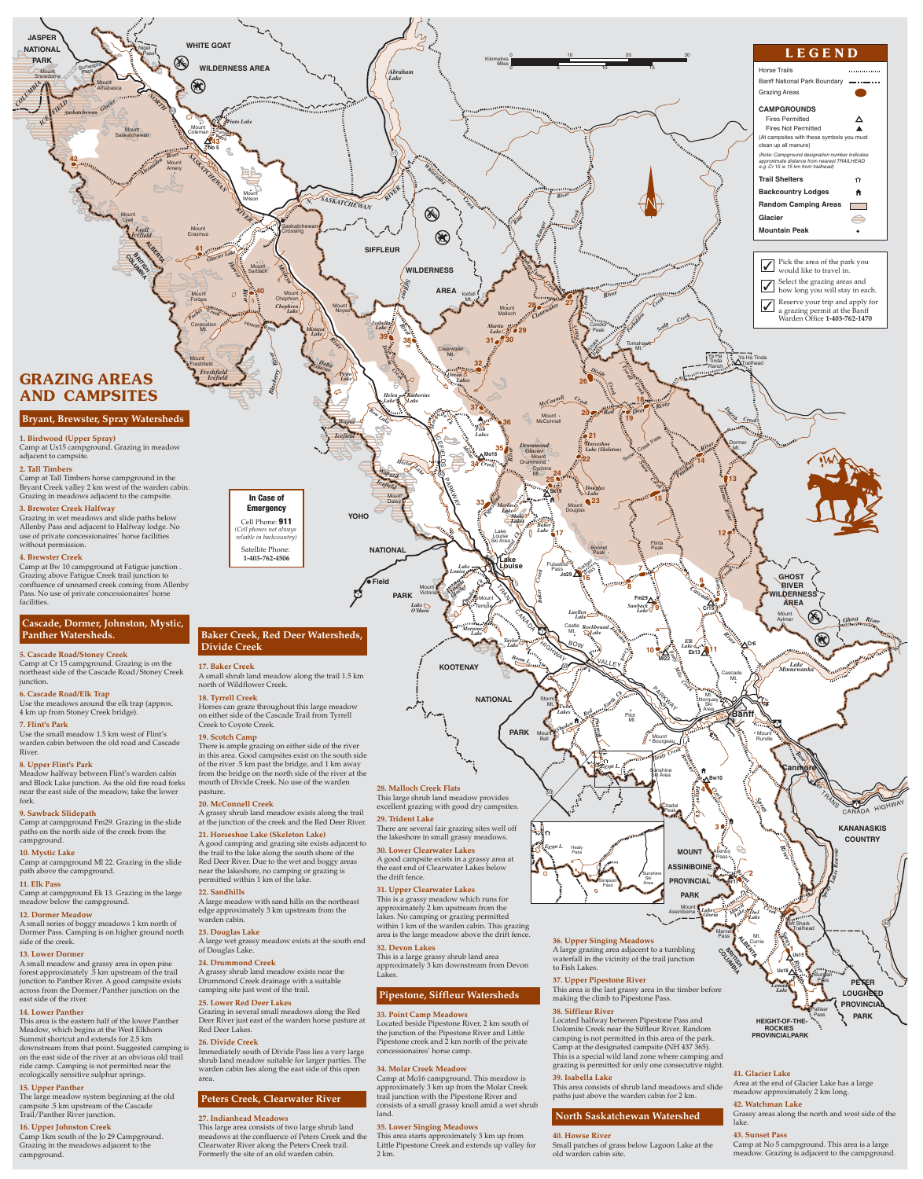# GRAZING AREAS AND CAMPSITES

## Bryant, Brewster, Spray Watersheds

**1. Birdwood (Upper Spray)**
Camp at Us15 campground. Grazing in meadow adjacent to campsite.

**2. Tall Timbers**
Camp at Tall Timbers horse campground in the Bryant Creek valley 2 km west of the warden cabin. Grazing in meadows adjacent to the campsite.

**3. Brewster Creek Halfway**
Grazing in wet meadows and slide paths below Allenby Pass and adjacent to Halfway lodge. No use of private concessionaires' horse facilities without permission.

**4. Brewster Creek**
Camp at Bw 10 campground at Fatigue junction . Grazing above Fatigue Creek trail junction to confluence of unnamed creek coming from Allenby Pass. No use of private concessionaires' horse facilities.

## Cascade, Dormer, Johnston, Mystic, Panther Watersheds.

**5. Cascade Road/Stoney Creek**
Camp at Cr 15 campground. Grazing is on the northeast side of the Cascade Road/Stoney Creek junction.

**6. Cascade Road/Elk Trap**
Use the meadows around the elk trap (approx. 4 km up from Stoney Creek bridge).

**7. Flint's Park**
Use the small meadow 1.5 km west of Flint's warden cabin between the old road and Cascade River.

**8. Upper Flint's Park**
Meadow halfway between Flint's warden cabin and Block Lake junction. As the old fire road forks near the east side of the meadow, take the lower fork.

**9. Sawback Slidepath**
Camp at campground Fm29. Grazing in the slide paths on the north side of the creek from the campground.

**10. Mystic Lake**
Camp at campground Ml 22. Grazing in the slide path above the campground.

**11. Elk Pass**
Camp at campground Ek 13. Grazing in the large meadow below the campground.

**12. Dormer Meadow**
A small series of boggy meadows 1 km north of Dormer Pass. Camping is on higher ground north side of the creek.

**13. Lower Dormer**
A small meadow and grassy area in open pine forest approximately .5 km upstream of the trail junction to Panther River. A good campsite exists across from the Dormer/Panther junction on the east side of the river.

**14. Lower Panther**
This area is the eastern half of the lower Panther Meadow, which begins at the West Elkhorn Summit shortcut and extends for 2.5 km downstream from that point. Suggested camping is on the east side of the river at an obvious old trail ride camp. Camping is not permitted near the ecologically sensitive sulphur springs.

**15. Upper Panther**
The large meadow system beginning at the old campsite .5 km upstream of the Cascade Trail/Panther River junction.

**16. Upper Johnston Creek**
Camp 1km south of the Jo 29 Campground. Grazing in the meadows adjacent to the campground.

## Baker Creek, Red Deer Watersheds, Divide Creek

**17. Baker Creek**
A small shrub land meadow along the trail 1.5 km north of Wildflower Creek.

**18. Tyrrell Creek**
Horses can graze throughout this large meadow on either side of the Cascade Trail from Tyrrell Creek to Coyote Creek.

**19. Scotch Camp**
There is ample grazing on either side of the river in this area. Good campsites exist on the south side of the river .5 km past the bridge, and 1 km away from the bridge on the north side of the river at the mouth of Divide Creek. No use of the warden pasture.

**20. McConnell Creek**
A grassy shrub land meadow exists along the trail at the junction of the creek and the Red Deer River.

**21. Horseshoe Lake (Skeleton Lake)**
A good camping and grazing site exists adjacent to the trail to the lake along the south shore of the Red Deer River. Due to the wet and boggy areas near the lakeshore, no camping or grazing is permitted within 1 km of the lake.

**22. Sandhills**
A large meadow with sand hills on the northeast edge approximately 3 km upstream from the warden cabin.

**23. Douglas Lake**
A large wet grassy meadow exists at the south end of Douglas Lake.

**24. Drummond Creek**
A grassy shrub land meadow exists near the Drummond Creek drainage with a suitable camping site just west of the trail.

**25. Lower Red Deer Lakes**
Grazing in several small meadows along the Red Deer River just east of the warden horse pasture at Red Deer Lakes.

**26. Divide Creek**
Immediately south of Divide Pass lies a very large shrub land meadow suitable for larger parties. The warden cabin lies along the east side of this open area.

## Peters Creek, Clearwater River

**27. Indianhead Meadows**
This large area consists of two large shrub land meadows at the confluence of Peters Creek and the Clearwater River along the Peters Creek trail. Formerly the site of an old warden cabin.

**28. Malloch Creek Flats**
This large shrub land meadow provides excellent grazing with good dry campsites.

**29. Trident Lake**
There are several fair grazing sites well off the lakeshore in small grassy meadows.

**30. Lower Clearwater Lakes**
A good campsite exists in a grassy area at the east end of Clearwater Lakes below the drift fence.

**31. Upper Clearwater Lakes**
This is a grassy meadow which runs for approximately 2 km upstream from the lakes. No camping or grazing permitted within 1 km of the warden cabin. This grazing area is the large meadow above the drift fence.

**32. Devon Lakes**
This is a large grassy shrub land area approximately 3 km downstream from Devon Lakes.

## Pipestone, Siffleur Watersheds

**33. Point Camp Meadows**
Located beside Pipestone River, 2 km south of the junction of the Pipestone River and Little Pipestone creek and 2 km north of the private concessionaires' horse camp.

**34. Molar Creek Meadow**
Camp at Mo16 campground. This meadow is approximately 3 km up from the Molar Creek trail junction with the Pipestone River and consists of a small grassy knoll amid a wet shrub land.

**35. Lower Singing Meadows**
This area starts approximately 3 km up from Little Pipestone Creek and extends up valley for 2 km.

**36. Upper Singing Meadows**
A large grazing area adjacent to a tumbling waterfall in the vicinity of the trail junction to Fish Lakes.

**37. Upper Pipestone River**
This area is the last grassy area in the timber before making the climb to Pipestone Pass.

**38. Siffleur River**
Located halfway between Pipestone Pass and Dolomite Creek near the Siffleur River. Random camping is not permitted in this area of the park. Camp at the designated campsite (NH 437 365). This is a special wild land zone where camping and grazing is permitted for only one consecutive night.

**39. Isabella Lake**
This area consists of shrub land meadows and slide paths just above the warden cabin for 2 km.

## North Saskatchewan Watershed

**40. Howse River**
Small patches of grass below Lagoon Lake at the old warden cabin site.

**41. Glacier Lake**
Area at the end of Glacier Lake has a large meadow approximately 2 km long.

**42. Watchman Lake**
Grassy areas along the north and west side of the lake.

**43. Sunset Pass**
Camp at No 5 campground. This area is a large meadow. Grazing is adjacent to the campground.

## LEGEND

Horse Trails
Banff National Park Boundary
Grazing Areas

**CAMPGROUNDS**
Fires Permitted
Fires Not Permitted
(At campsites with these symbols you must clean up all manure)
*(Note: Campground designation number indicates approximate distance from nearest TRAILHEAD. e.g. Cr 15 is 15 km from trailhead)*

**Trail Shelters**
**Backcountry Lodges**
**Random Camping Areas**
**Glacier**
**Mountain Peak**

- ☑ Pick the area of the park you would like to travel in.
- ☑ Select the grazing areas and how long you will stay in each.
- ☑ Reserve your trip and apply for a grazing permit at the Banff Warden Office **1-403-762-1470**

**In Case of Emergency**
Cell Phone: **911**
*(Cell phones not always reliable in backcountry)*
Satellite Phone: **1-403-762-4506**